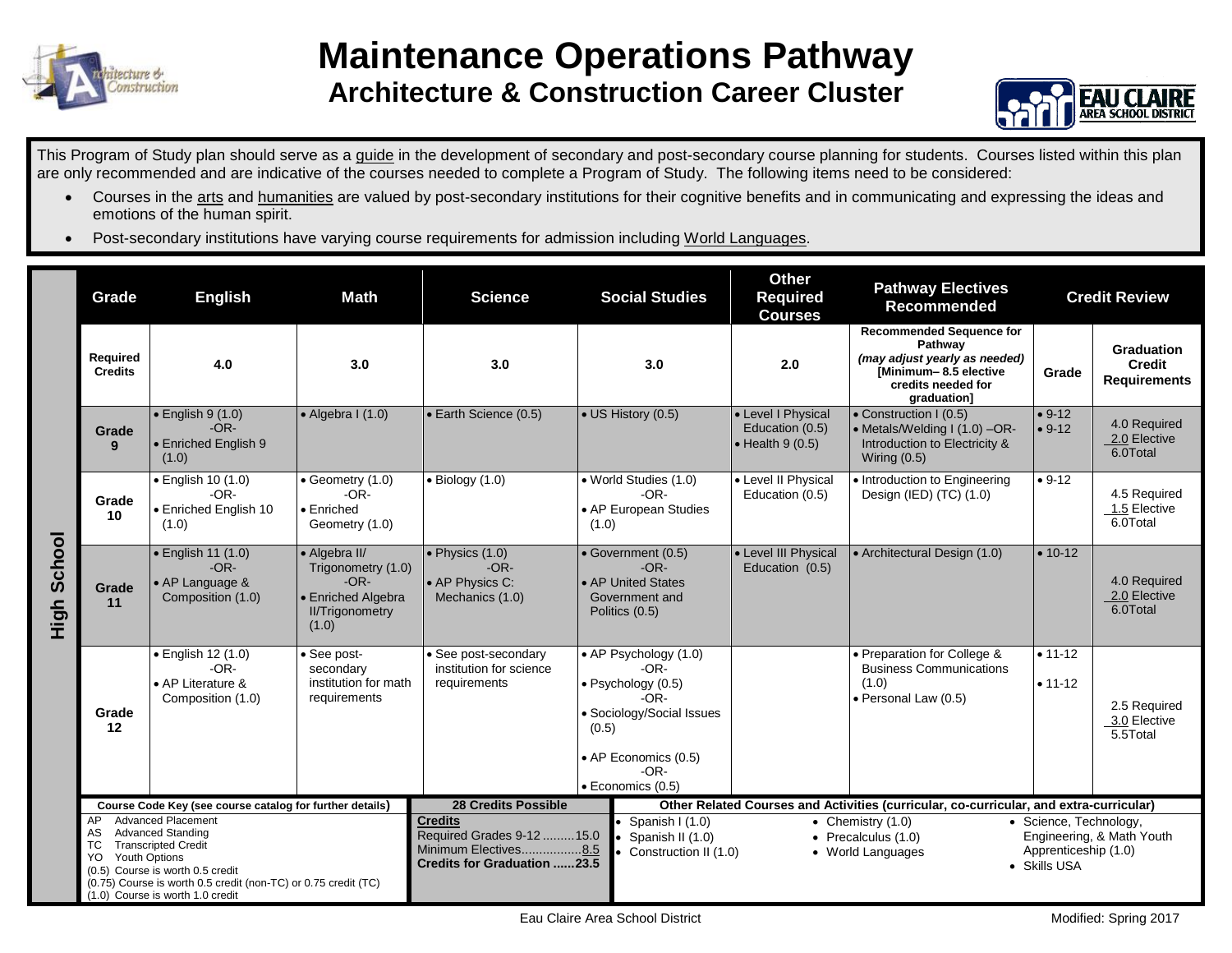# Maintenance Operations Pathway

## Architecture & Construction Career Cluster

This Program of Study plan should serve as a guide in the development of secondary and post-secondary course planning for students. Courses listed within this plan are only recommended and are indicative of the courses needed to complete a Program of Study. The following items need to be considered:

- Courses in the arts and humanities are valued by post-secondary institutions for their cognitive benefits and in communicating and expressing the ideas and emotions of the human spirit.
- Post-secondary institutions have varying course requirements for admission including World Languages.

**High School**

| Grade | English | Math | Science | Social Studies | Other Required Courses | Pathway Electives Recommended | Credit Review | |
|---|---|---|---|---|---|---|---|---|
| **Required Credits** | **4.0** | **3.0** | **3.0** | **3.0** | **2.0** | **Recommended Sequence for Pathway** ***(may adjust yearly as needed)*** **[Minimum– 8.5 elective credits needed for graduation]** | **Grade** | **Graduation Credit Requirements** |
| **Grade 9** | • English 9 (1.0) -OR- • Enriched English 9 (1.0) | • Algebra I (1.0) | • Earth Science (0.5) | • US History (0.5) | • Level I Physical Education (0.5) • Health 9 (0.5) | • Construction I (0.5) • Metals/Welding I (1.0) –OR- Introduction to Electricity & Wiring (0.5) | • 9-12 • 9-12 | 4.0 Required 2.0 Elective 6.0Total |
| **Grade 10** | • English 10 (1.0) -OR- • Enriched English 10 (1.0) | • Geometry (1.0) -OR- • Enriched Geometry (1.0) | • Biology (1.0) | • World Studies (1.0) -OR- • AP European Studies (1.0) | • Level II Physical Education (0.5) | • Introduction to Engineering Design (IED) (TC) (1.0) | • 9-12 | 4.5 Required 1.5 Elective 6.0Total |
| **Grade 11** | • English 11 (1.0) -OR- • AP Language & Composition (1.0) | • Algebra II/ Trigonometry (1.0) -OR- • Enriched Algebra II/Trigonometry (1.0) | • Physics (1.0) -OR- • AP Physics C: Mechanics (1.0) | • Government (0.5) -OR- • AP United States Government and Politics (0.5) | • Level III Physical Education (0.5) | • Architectural Design (1.0) | • 10-12 | 4.0 Required 2.0 Elective 6.0Total |
| **Grade 12** | • English 12 (1.0) -OR- • AP Literature & Composition (1.0) | • See post-secondary institution for math requirements | • See post-secondary institution for science requirements | • AP Psychology (1.0) -OR- • Psychology (0.5) -OR- • Sociology/Social Issues (0.5) • AP Economics (0.5) -OR- • Economics (0.5) | | • Preparation for College & Business Communications (1.0) • Personal Law (0.5) | • 11-12 • 11-12 | 2.5 Required 3.0 Elective 5.5Total |

**Course Code Key (see course catalog for further details)**

- AP Advanced Placement
- AS Advanced Standing
- TC Transcripted Credit
- YO Youth Options
- (0.5) Course is worth 0.5 credit
- (0.75) Course is worth 0.5 credit (non-TC) or 0.75 credit (TC)
- (1.0) Course is worth 1.0 credit

**28 Credits Possible**

**Credits**
Required Grades 9-12 .........15.0
Minimum Electives.................8.5
**Credits for Graduation ......23.5**

**Other Related Courses and Activities (curricular, co-curricular, and extra-curricular)**

- Spanish I (1.0)
- Spanish II (1.0)
- Construction II (1.0)
- Chemistry (1.0)
- Precalculus (1.0)
- World Languages
- Science, Technology, Engineering, & Math Youth Apprenticeship (1.0)
- Skills USA

Eau Claire Area School District — Modified: Spring 2017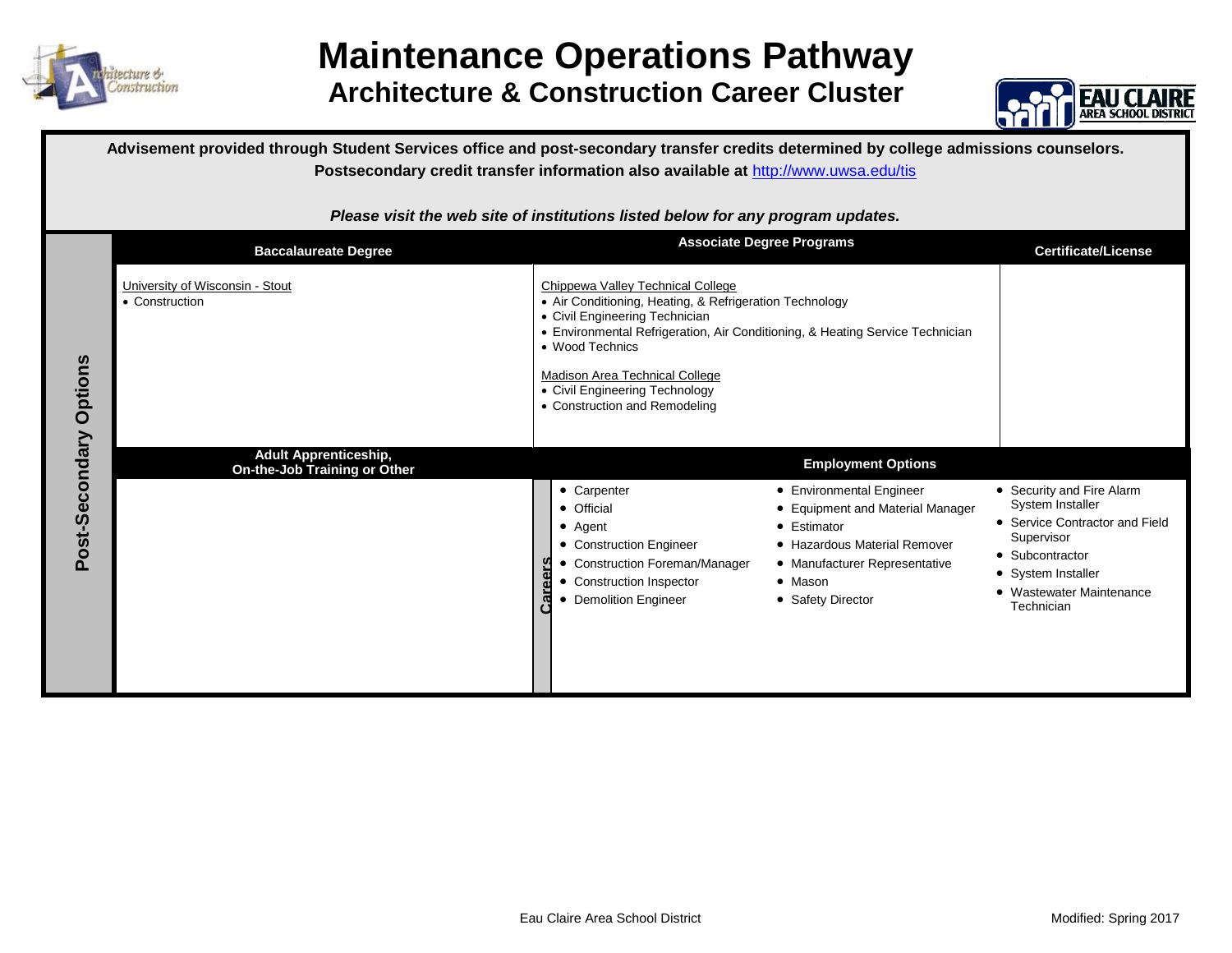# Maintenance Operations Pathway

## Architecture & Construction Career Cluster

**Advisement provided through Student Services office and post-secondary transfer credits determined by college admissions counselors.**
**Postsecondary credit transfer information also available at http://www.uwsa.edu/tis**

***Please visit the web site of institutions listed below for any program updates.***

### Post-Secondary Options

| Baccalaureate Degree | Associate Degree Programs | Certificate/License |
|---|---|---|
| University of Wisconsin - Stout<br>• Construction | Chippewa Valley Technical College<br>• Air Conditioning, Heating, & Refrigeration Technology<br>• Civil Engineering Technician<br>• Environmental Refrigeration, Air Conditioning, & Heating Service Technician<br>• Wood Technics<br><br>Madison Area Technical College<br>• Civil Engineering Technology<br>• Construction and Remodeling | |

| Adult Apprenticeship, On-the-Job Training or Other | Employment Options | | |
|---|---|---|---|
| | **Careers**<br>• Carpenter<br>• Official<br>• Agent<br>• Construction Engineer<br>• Construction Foreman/Manager<br>• Construction Inspector<br>• Demolition Engineer | • Environmental Engineer<br>• Equipment and Material Manager<br>• Estimator<br>• Hazardous Material Remover<br>• Manufacturer Representative<br>• Mason<br>• Safety Director | • Security and Fire Alarm System Installer<br>• Service Contractor and Field Supervisor<br>• Subcontractor<br>• System Installer<br>• Wastewater Maintenance Technician |

Eau Claire Area School District

Modified: Spring 2017